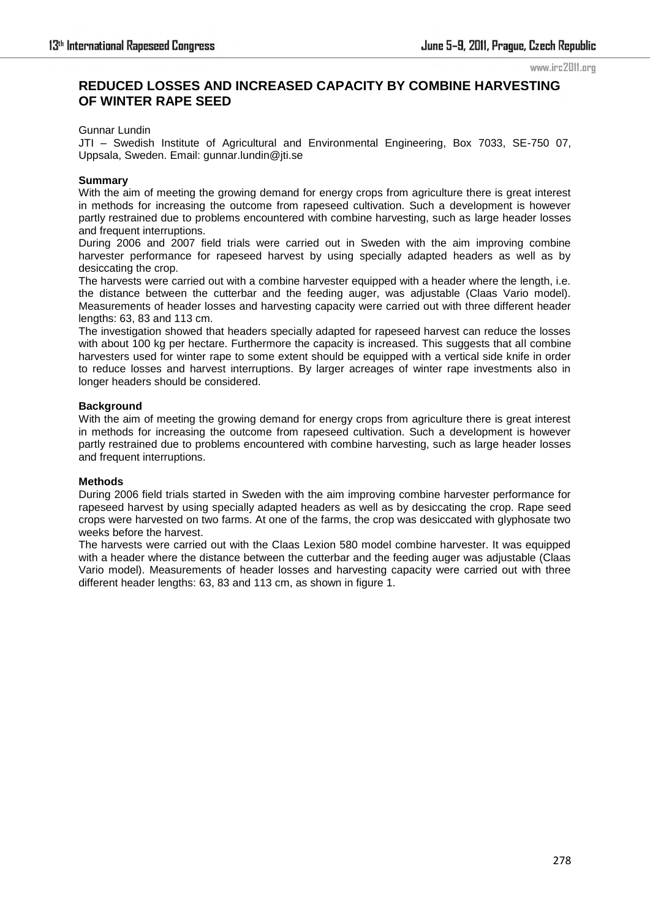# REDUCED LOSSES AND INCREASED CAPACITY BY COMBINE HARVESTING OF WINTER RAPE SEED

Gunnar Lundin

JTI – Swedish Institute of Agricultural and Environmental Engineering, Box 7033, SE-750 07, Uppsala, Sweden. Email: gunnar.lundin@jti.se

**Summary**

With the aim of meeting the growing demand for energy crops from agriculture there is great interest in methods for increasing the outcome from rapeseed cultivation. Such a development is however partly restrained due to problems encountered with combine harvesting, such as large header losses and frequent interruptions.

During 2006 and 2007 field trials were carried out in Sweden with the aim improving combine harvester performance for rapeseed harvest by using specially adapted headers as well as by desiccating the crop.

The harvests were carried out with a combine harvester equipped with a header where the length, i.e. the distance between the cutterbar and the feeding auger, was adjustable (Claas Vario model). Measurements of header losses and harvesting capacity were carried out with three different header lengths: 63, 83 and 113 cm.

The investigation showed that headers specially adapted for rapeseed harvest can reduce the losses with about 100 kg per hectare. Furthermore the capacity is increased. This suggests that all combine harvesters used for winter rape to some extent should be equipped with a vertical side knife in order to reduce losses and harvest interruptions. By larger acreages of winter rape investments also in longer headers should be considered.

**Background**

With the aim of meeting the growing demand for energy crops from agriculture there is great interest in methods for increasing the outcome from rapeseed cultivation. Such a development is however partly restrained due to problems encountered with combine harvesting, such as large header losses and frequent interruptions.

**Methods**

During 2006 field trials started in Sweden with the aim improving combine harvester performance for rapeseed harvest by using specially adapted headers as well as by desiccating the crop. Rape seed crops were harvested on two farms. At one of the farms, the crop was desiccated with glyphosate two weeks before the harvest.

The harvests were carried out with the Claas Lexion 580 model combine harvester. It was equipped with a header where the distance between the cutterbar and the feeding auger was adjustable (Claas Vario model). Measurements of header losses and harvesting capacity were carried out with three different header lengths: 63, 83 and 113 cm, as shown in figure 1.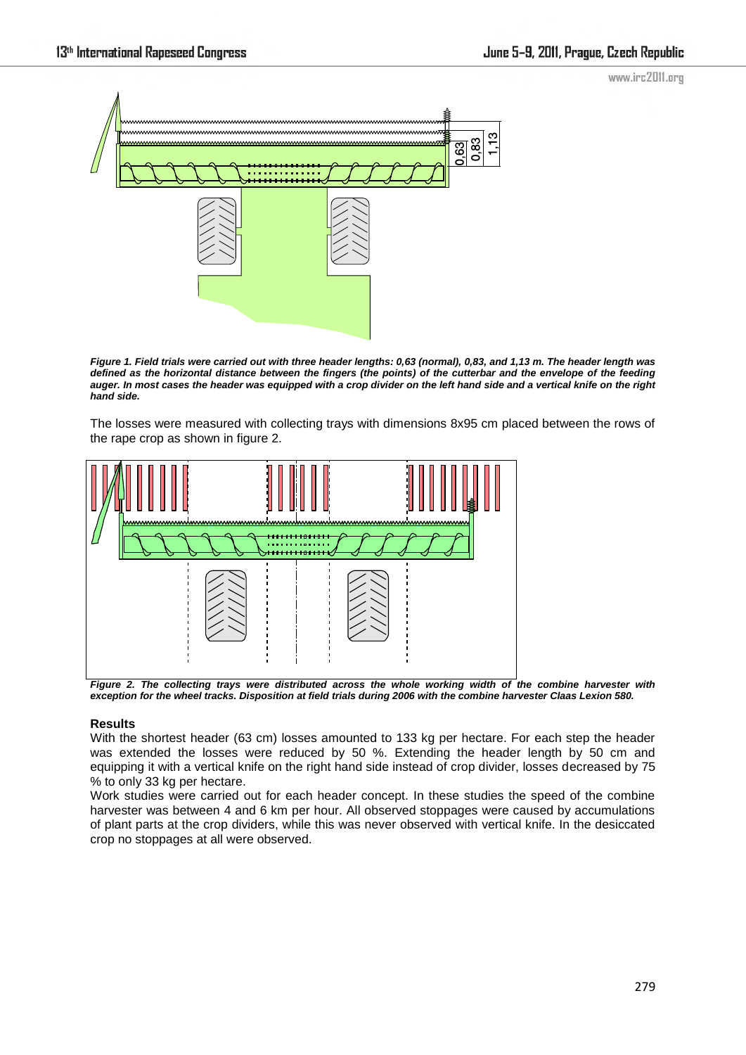*Figure 1. Field trials were carried out with three header lengths: 0,63 (normal), 0,83, and 1,13 m. The header length was defined as the horizontal distance between the fingers (the points) of the cutterbar and the envelope of the feeding auger. In most cases the header was equipped with a crop divider on the left hand side and a vertical knife on the right hand side.*

The losses were measured with collecting trays with dimensions 8x95 cm placed between the rows of the rape crop as shown in figure 2.

*Figure 2. The collecting trays were distributed across the whole working width of the combine harvester with exception for the wheel tracks. Disposition at field trials during 2006 with the combine harvester Claas Lexion 580.*

## Results

With the shortest header (63 cm) losses amounted to 133 kg per hectare. For each step the header was extended the losses were reduced by 50 %. Extending the header length by 50 cm and equipping it with a vertical knife on the right hand side instead of crop divider, losses decreased by 75 % to only 33 kg per hectare.

Work studies were carried out for each header concept. In these studies the speed of the combine harvester was between 4 and 6 km per hour. All observed stoppages were caused by accumulations of plant parts at the crop dividers, while this was never observed with vertical knife. In the desiccated crop no stoppages at all were observed.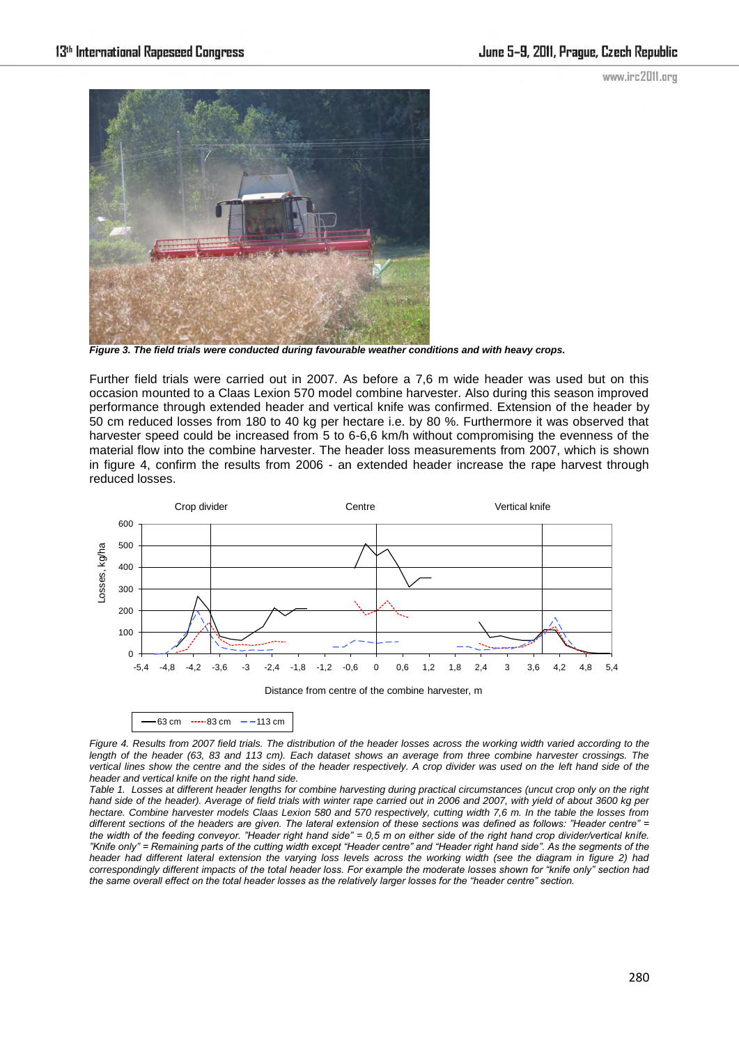*Figure 3. The field trials were conducted during favourable weather conditions and with heavy crops.*

Further field trials were carried out in 2007. As before a 7,6 m wide header was used but on this occasion mounted to a Claas Lexion 570 model combine harvester. Also during this season improved performance through extended header and vertical knife was confirmed. Extension of the header by 50 cm reduced losses from 180 to 40 kg per hectare i.e. by 80 %. Furthermore it was observed that harvester speed could be increased from 5 to 6-6,6 km/h without compromising the evenness of the material flow into the combine harvester. The header loss measurements from 2007, which is shown in figure 4, confirm the results from 2006 - an extended header increase the rape harvest through reduced losses.

*Figure 4. Results from 2007 field trials. The distribution of the header losses across the working width varied according to the length of the header (63, 83 and 113 cm). Each dataset shows an average from three combine harvester crossings. The vertical lines show the centre and the sides of the header respectively. A crop divider was used on the left hand side of the header and vertical knife on the right hand side.*

*Table 1. Losses at different header lengths for combine harvesting during practical circumstances (uncut crop only on the right hand side of the header). Average of field trials with winter rape carried out in 2006 and 2007, with yield of about 3600 kg per hectare. Combine harvester models Claas Lexion 580 and 570 respectively, cutting width 7,6 m. In the table the losses from different sections of the headers are given. The lateral extension of these sections was defined as follows: "Header centre" = the width of the feeding conveyor. "Header right hand side" = 0,5 m on either side of the right hand crop divider/vertical knife. "Knife only" = Remaining parts of the cutting width except "Header centre" and "Header right hand side". As the segments of the header had different lateral extension the varying loss levels across the working width (see the diagram in figure 2) had correspondingly different impacts of the total header loss. For example the moderate losses shown for "knife only" section had the same overall effect on the total header losses as the relatively larger losses for the "header centre" section.*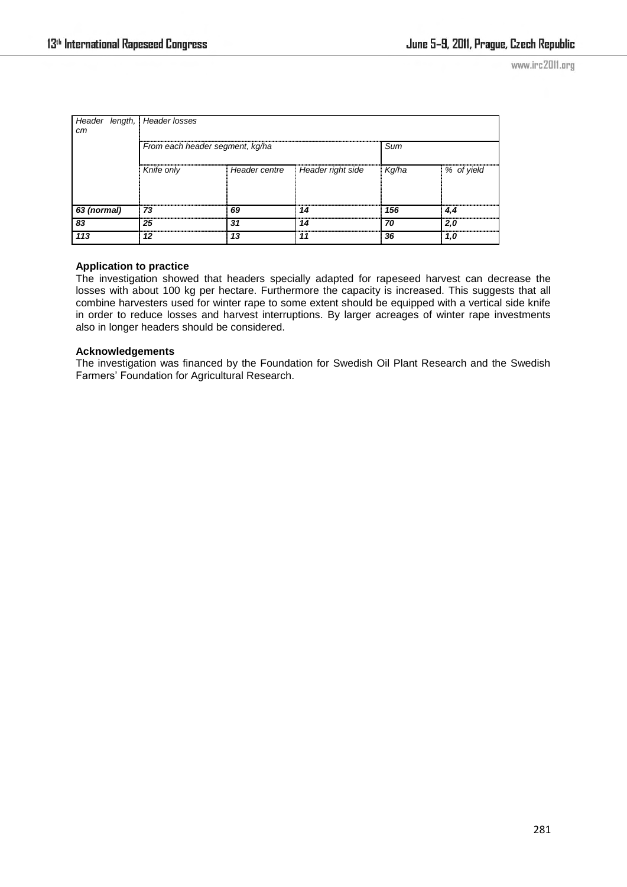| *Header length, cm* | *Header losses* | | | | |
|---|---|---|---|---|---|
| | *From each header segment, kg/ha* | | | *Sum* | |
| | *Knife only* | *Header centre* | *Header right side* | *Kg/ha* | *% of yield* |
| ***63 (normal)*** | ***73*** | ***69*** | ***14*** | ***156*** | ***4,4*** |
| ***83*** | ***25*** | ***31*** | ***14*** | ***70*** | ***2,0*** |
| ***113*** | ***12*** | ***13*** | ***11*** | ***36*** | ***1,0*** |

**Application to practice**

The investigation showed that headers specially adapted for rapeseed harvest can decrease the losses with about 100 kg per hectare. Furthermore the capacity is increased. This suggests that all combine harvesters used for winter rape to some extent should be equipped with a vertical side knife in order to reduce losses and harvest interruptions. By larger acreages of winter rape investments also in longer headers should be considered.

**Acknowledgements**

The investigation was financed by the Foundation for Swedish Oil Plant Research and the Swedish Farmers' Foundation for Agricultural Research.